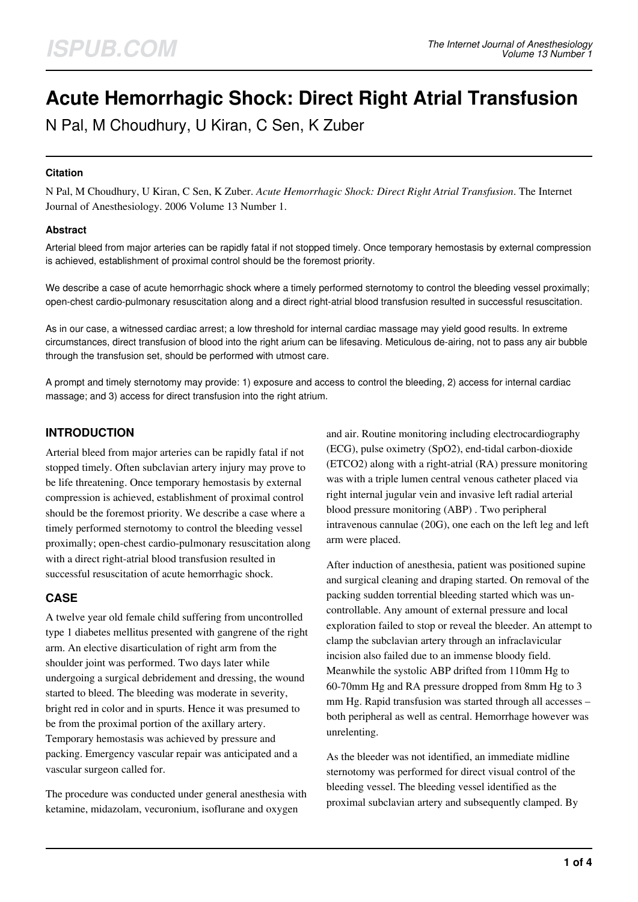# Acute Hemorrhagic Shock: Direct Right Atrial Transfusion

N Pal, M Choudhury, U Kiran, C Sen, K Zuber

### Citation

N Pal, M Choudhury, U Kiran, C Sen, K Zuber. *Acute Hemorrhagic Shock: Direct Right Atrial Transfusion*. The Internet Journal of Anesthesiology. 2006 Volume 13 Number 1.

### Abstract

Arterial bleed from major arteries can be rapidly fatal if not stopped timely. Once temporary hemostasis by external compression is achieved, establishment of proximal control should be the foremost priority.

We describe a case of acute hemorrhagic shock where a timely performed sternotomy to control the bleeding vessel proximally; open-chest cardio-pulmonary resuscitation along and a direct right-atrial blood transfusion resulted in successful resuscitation.

As in our case, a witnessed cardiac arrest; a low threshold for internal cardiac massage may yield good results. In extreme circumstances, direct transfusion of blood into the right arium can be lifesaving. Meticulous de-airing, not to pass any air bubble through the transfusion set, should be performed with utmost care.

A prompt and timely sternotomy may provide: 1) exposure and access to control the bleeding, 2) access for internal cardiac massage; and 3) access for direct transfusion into the right atrium.

## INTRODUCTION

Arterial bleed from major arteries can be rapidly fatal if not stopped timely. Often subclavian artery injury may prove to be life threatening. Once temporary hemostasis by external compression is achieved, establishment of proximal control should be the foremost priority. We describe a case where a timely performed sternotomy to control the bleeding vessel proximally; open-chest cardio-pulmonary resuscitation along with a direct right-atrial blood transfusion resulted in successful resuscitation of acute hemorrhagic shock.

## CASE

A twelve year old female child suffering from uncontrolled type 1 diabetes mellitus presented with gangrene of the right arm. An elective disarticulation of right arm from the shoulder joint was performed. Two days later while undergoing a surgical debridement and dressing, the wound started to bleed. The bleeding was moderate in severity, bright red in color and in spurts. Hence it was presumed to be from the proximal portion of the axillary artery. Temporary hemostasis was achieved by pressure and packing. Emergency vascular repair was anticipated and a vascular surgeon called for.

The procedure was conducted under general anesthesia with ketamine, midazolam, vecuronium, isoflurane and oxygen and air. Routine monitoring including electrocardiography (ECG), pulse oximetry (SpO2), end-tidal carbon-dioxide (ETCO2) along with a right-atrial (RA) pressure monitoring was with a triple lumen central venous catheter placed via right internal jugular vein and invasive left radial arterial blood pressure monitoring (ABP) . Two peripheral intravenous cannulae (20G), one each on the left leg and left arm were placed.

After induction of anesthesia, patient was positioned supine and surgical cleaning and draping started. On removal of the packing sudden torrential bleeding started which was un-controllable. Any amount of external pressure and local exploration failed to stop or reveal the bleeder. An attempt to clamp the subclavian artery through an infraclavicular incision also failed due to an immense bloody field. Meanwhile the systolic ABP drifted from 110mm Hg to 60-70mm Hg and RA pressure dropped from 8mm Hg to 3 mm Hg. Rapid transfusion was started through all accesses – both peripheral as well as central. Hemorrhage however was unrelenting.

As the bleeder was not identified, an immediate midline sternotomy was performed for direct visual control of the bleeding vessel. The bleeding vessel identified as the proximal subclavian artery and subsequently clamped. By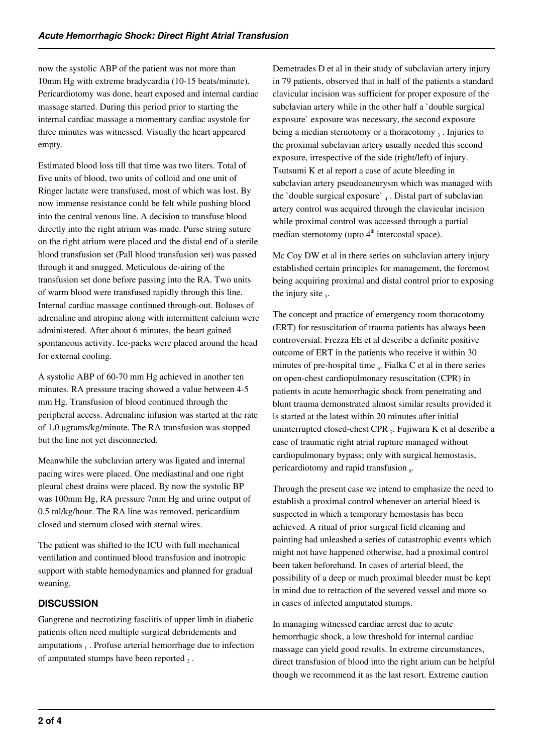now the systolic ABP of the patient was not more than 10mm Hg with extreme bradycardia (10-15 beats/minute). Pericardiotomy was done, heart exposed and internal cardiac massage started. During this period prior to starting the internal cardiac massage a momentary cardiac asystole for three minutes was witnessed. Visually the heart appeared empty.

Estimated blood loss till that time was two liters. Total of five units of blood, two units of colloid and one unit of Ringer lactate were transfused, most of which was lost. By now immense resistance could be felt while pushing blood into the central venous line. A decision to transfuse blood directly into the right atrium was made. Purse string suture on the right atrium were placed and the distal end of a sterile blood transfusion set (Pall blood transfusion set) was passed through it and snugged. Meticulous de-airing of the transfusion set done before passing into the RA. Two units of warm blood were transfused rapidly through this line. Internal cardiac massage continued through-out. Boluses of adrenaline and atropine along with intermittent calcium were administered. After about 6 minutes, the heart gained spontaneous activity. Ice-packs were placed around the head for external cooling.

A systolic ABP of 60-70 mm Hg achieved in another ten minutes. RA pressure tracing showed a value between 4-5 mm Hg. Transfusion of blood continued through the peripheral access. Adrenaline infusion was started at the rate of 1.0 µgrams/kg/minute. The RA transfusion was stopped but the line not yet disconnected.

Meanwhile the subclavian artery was ligated and internal pacing wires were placed. One mediastinal and one right pleural chest drains were placed. By now the systolic BP was 100mm Hg, RA pressure 7mm Hg and urine output of 0.5 ml/kg/hour. The RA line was removed, pericardium closed and sternum closed with sternal wires.

The patient was shifted to the ICU with full mechanical ventilation and continued blood transfusion and inotropic support with stable hemodynamics and planned for gradual weaning.

## DISCUSSION

Gangrene and necrotizing fasciitis of upper limb in diabetic patients often need multiple surgical debridements and amputations [1]. Profuse arterial hemorrhage due to infection of amputated stumps have been reported [2].

Demetrades D et al in their study of subclavian artery injury in 79 patients, observed that in half of the patients a standard clavicular incision was sufficient for proper exposure of the subclavian artery while in the other half a `double surgical exposure` exposure was necessary, the second exposure being a median sternotomy or a thoracotomy [3]. Injuries to the proximal subclavian artery usually needed this second exposure, irrespective of the side (right/left) of injury. Tsutsumi K et al report a case of acute bleeding in subclavian artery pseudoaneurysm which was managed with the `double surgical exposure` [4]. Distal part of subclavian artery control was acquired through the clavicular incision while proximal control was accessed through a partial median sternotomy (upto 4$^{th}$ intercostal space).

Mc Coy DW et al in there series on subclavian artery injury established certain principles for management, the foremost being acquiring proximal and distal control prior to exposing the injury site [5].

The concept and practice of emergency room thoracotomy (ERT) for resuscitation of trauma patients has always been controversial. Frezza EE et al describe a definite positive outcome of ERT in the patients who receive it within 30 minutes of pre-hospital time [6]. Fialka C et al in there series on open-chest cardiopulmonary resuscitation (CPR) in patients in acute hemorrhagic shock from penetrating and blunt trauma demonstrated almost similar results provided it is started at the latest within 20 minutes after initial uninterrupted closed-chest CPR [7]. Fujiwara K et al describe a case of traumatic right atrial rupture managed without cardiopulmonary bypass; only with surgical hemostasis, pericardiotomy and rapid transfusion [8].

Through the present case we intend to emphasize the need to establish a proximal control whenever an arterial bleed is suspected in which a temporary hemostasis has been achieved. A ritual of prior surgical field cleaning and painting had unleashed a series of catastrophic events which might not have happened otherwise, had a proximal control been taken beforehand. In cases of arterial bleed, the possibility of a deep or much proximal bleeder must be kept in mind due to retraction of the severed vessel and more so in cases of infected amputated stumps.

In managing witnessed cardiac arrest due to acute hemorrhagic shock, a low threshold for internal cardiac massage can yield good results. In extreme circumstances, direct transfusion of blood into the right arium can be helpful though we recommend it as the last resort. Extreme caution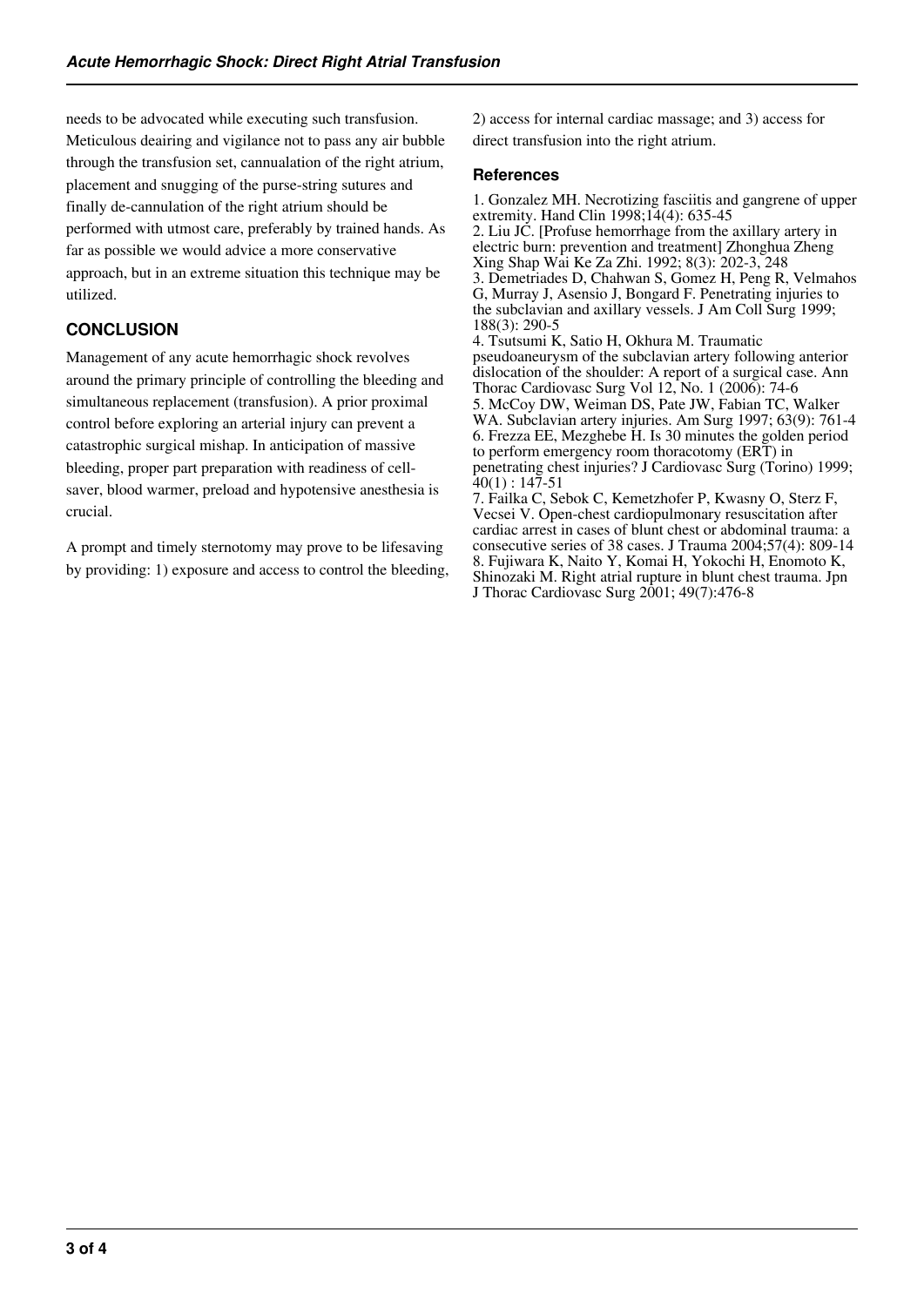needs to be advocated while executing such transfusion. Meticulous deairing and vigilance not to pass any air bubble through the transfusion set, cannualation of the right atrium, placement and snugging of the purse-string sutures and finally de-cannulation of the right atrium should be performed with utmost care, preferably by trained hands. As far as possible we would advice a more conservative approach, but in an extreme situation this technique may be utilized.

## CONCLUSION

Management of any acute hemorrhagic shock revolves around the primary principle of controlling the bleeding and simultaneous replacement (transfusion). A prior proximal control before exploring an arterial injury can prevent a catastrophic surgical mishap. In anticipation of massive bleeding, proper part preparation with readiness of cell-saver, blood warmer, preload and hypotensive anesthesia is crucial.

A prompt and timely sternotomy may prove to be lifesaving by providing: 1) exposure and access to control the bleeding, 2) access for internal cardiac massage; and 3) access for direct transfusion into the right atrium.

## References

1. Gonzalez MH. Necrotizing fasciitis and gangrene of upper extremity. Hand Clin 1998;14(4): 635-45
2. Liu JC. [Profuse hemorrhage from the axillary artery in electric burn: prevention and treatment] Zhonghua Zheng Xing Shap Wai Ke Za Zhi. 1992; 8(3): 202-3, 248
3. Demetriades D, Chahwan S, Gomez H, Peng R, Velmahos G, Murray J, Asensio J, Bongard F. Penetrating injuries to the subclavian and axillary vessels. J Am Coll Surg 1999; 188(3): 290-5
4. Tsutsumi K, Satio H, Okhura M. Traumatic pseudoaneurysm of the subclavian artery following anterior dislocation of the shoulder: A report of a surgical case. Ann Thorac Cardiovasc Surg Vol 12, No. 1 (2006): 74-6
5. McCoy DW, Weiman DS, Pate JW, Fabian TC, Walker WA. Subclavian artery injuries. Am Surg 1997; 63(9): 761-4
6. Frezza EE, Mezghebe H. Is 30 minutes the golden period to perform emergency room thoracotomy (ERT) in penetrating chest injuries? J Cardiovasc Surg (Torino) 1999; 40(1) : 147-51
7. Failka C, Sebok C, Kemetzhofer P, Kwasny O, Sterz F, Vecsei V. Open-chest cardiopulmonary resuscitation after cardiac arrest in cases of blunt chest or abdominal trauma: a consecutive series of 38 cases. J Trauma 2004;57(4): 809-14
8. Fujiwara K, Naito Y, Komai H, Yokochi H, Enomoto K, Shinozaki M. Right atrial rupture in blunt chest trauma. Jpn J Thorac Cardiovasc Surg 2001; 49(7):476-8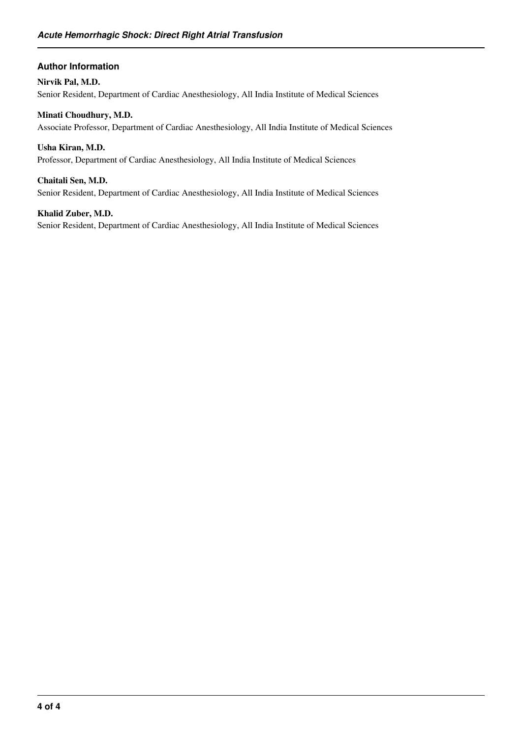### Author Information

**Nirvik Pal, M.D.**
Senior Resident, Department of Cardiac Anesthesiology, All India Institute of Medical Sciences

**Minati Choudhury, M.D.**
Associate Professor, Department of Cardiac Anesthesiology, All India Institute of Medical Sciences

**Usha Kiran, M.D.**
Professor, Department of Cardiac Anesthesiology, All India Institute of Medical Sciences

**Chaitali Sen, M.D.**
Senior Resident, Department of Cardiac Anesthesiology, All India Institute of Medical Sciences

**Khalid Zuber, M.D.**
Senior Resident, Department of Cardiac Anesthesiology, All India Institute of Medical Sciences